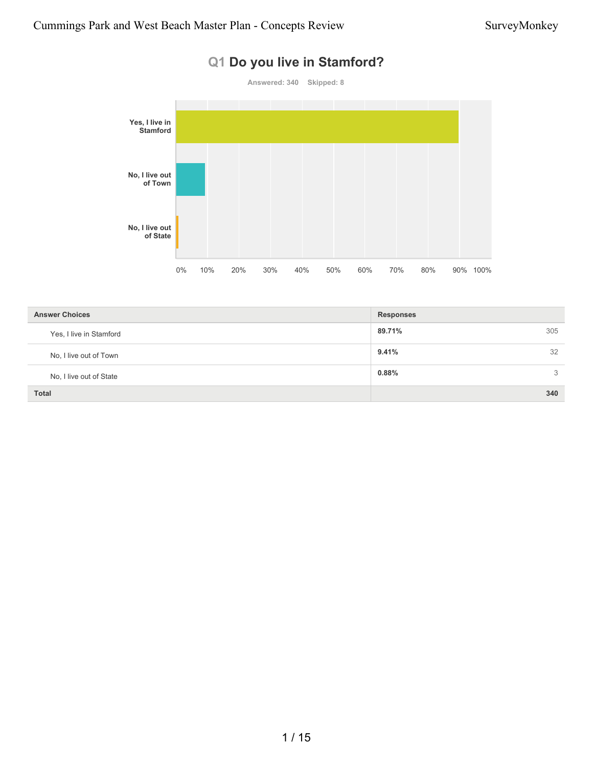# Q1 Do you live in Stamford?

Answered: 340 Skipped: 8

Yes, I live in Stamford

No, I live out of Town

No, I live out of State

0% 10% 20% 30% 40% 50% 60% 70% 80% 90% 100%

| Answer Choices | Responses | |
|---|---|---|
| Yes, I live in Stamford | 89.71% | 305 |
| No, I live out of Town | 9.41% | 32 |
| No, I live out of State | 0.88% | 3 |
| Total | | 340 |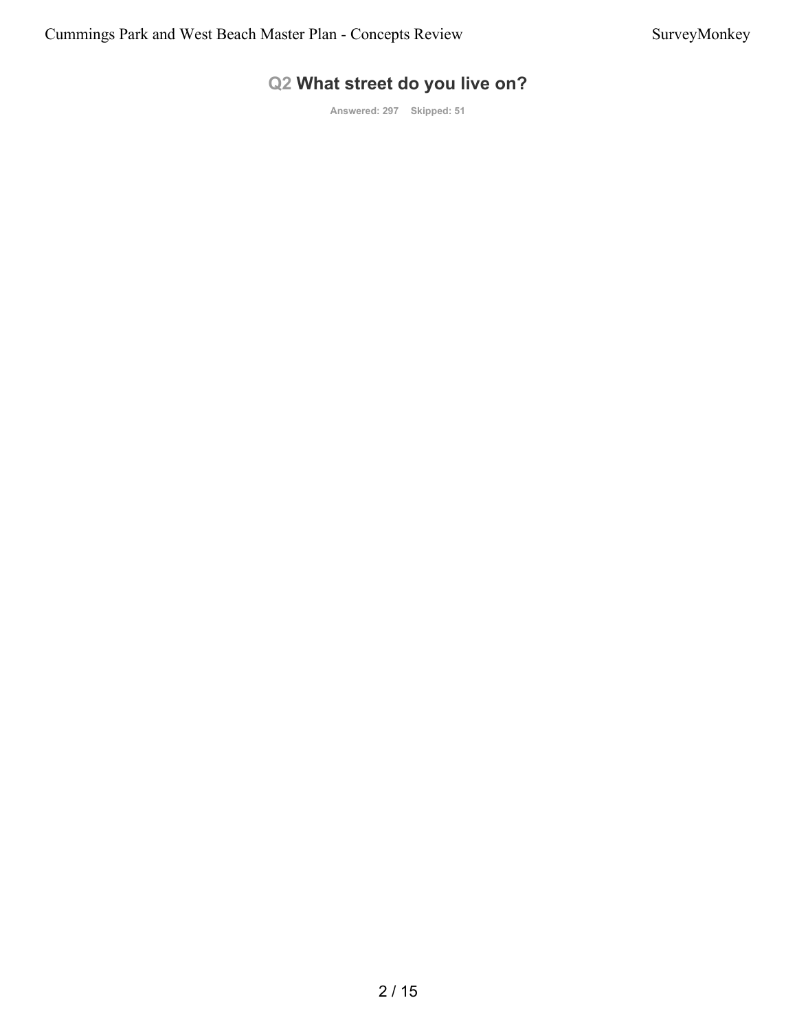## Q2 What street do you live on?

Answered: 297 Skipped: 51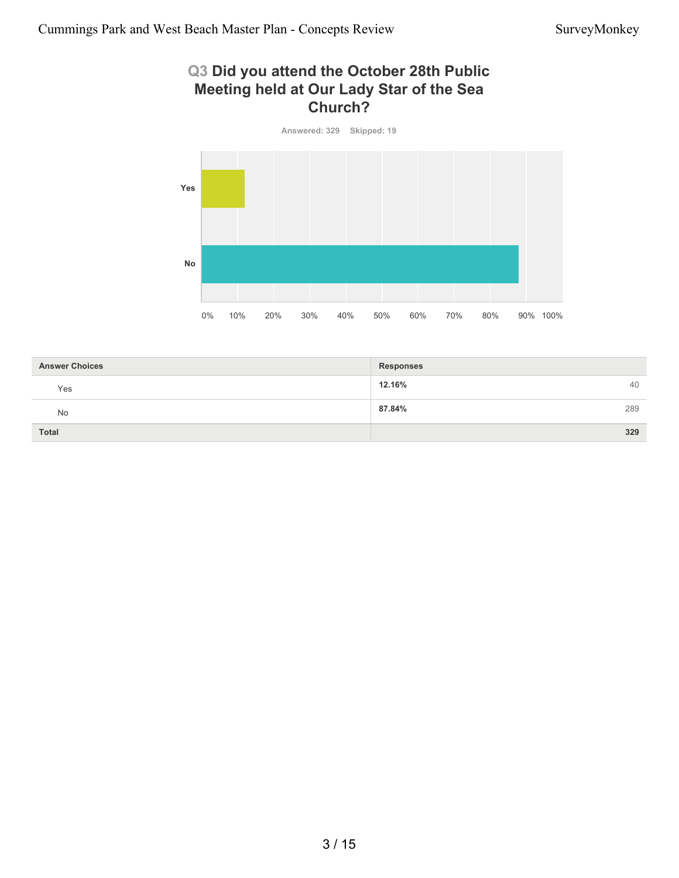## Q3 Did you attend the October 28th Public Meeting held at Our Lady Star of the Sea Church?

Answered: 329 Skipped: 19

Yes

No

0% 10% 20% 30% 40% 50% 60% 70% 80% 90% 100%

| Answer Choices | Responses | |
|---|---|---|
| Yes | 12.16% | 40 |
| No | 87.84% | 289 |
| **Total** | | **329** |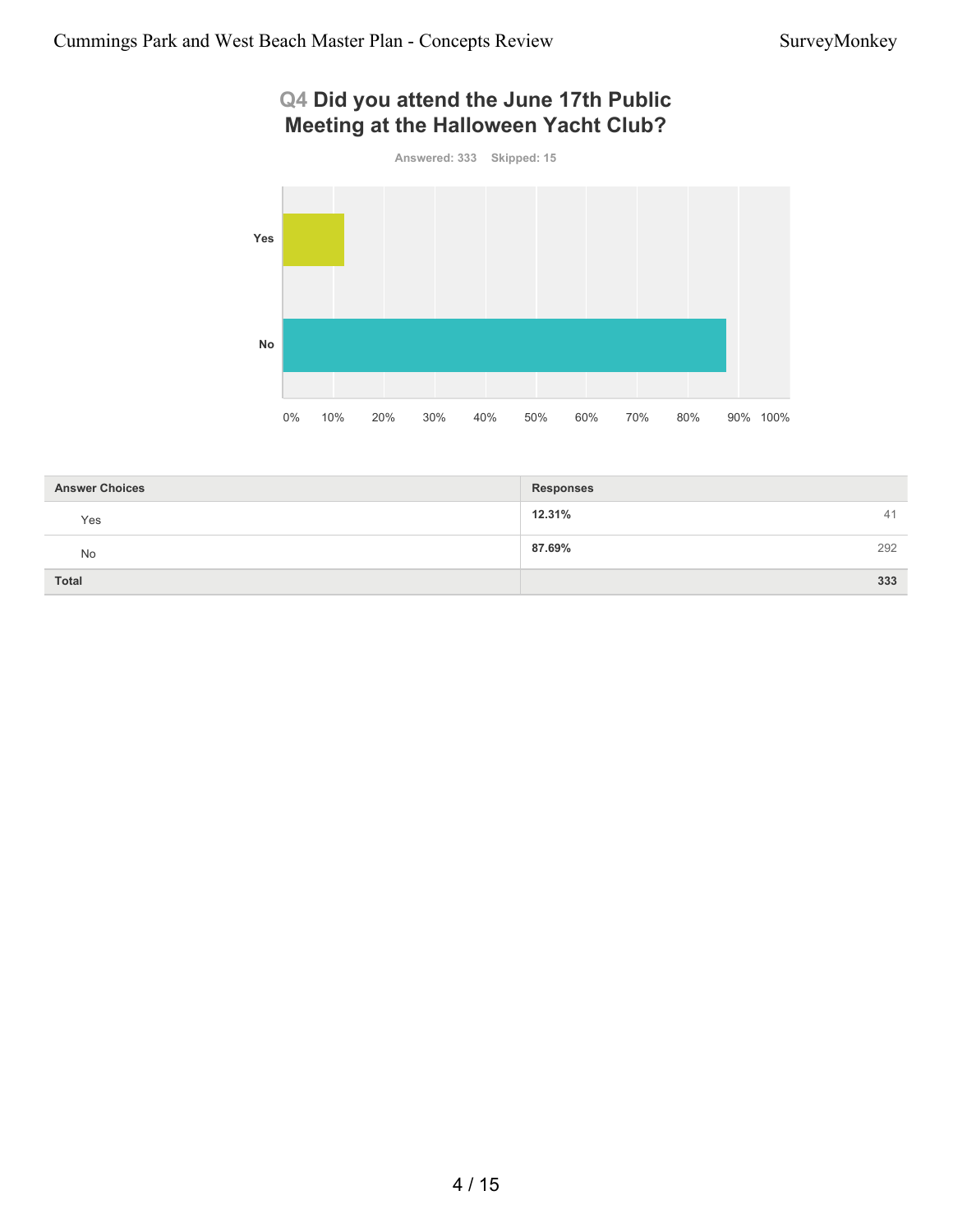## Q4 Did you attend the June 17th Public Meeting at the Halloween Yacht Club?

Answered: 333 Skipped: 15

| Answer Choices | Responses | |
|---|---|---|
| Yes | 12.31% | 41 |
| No | 87.69% | 292 |
| **Total** | | **333** |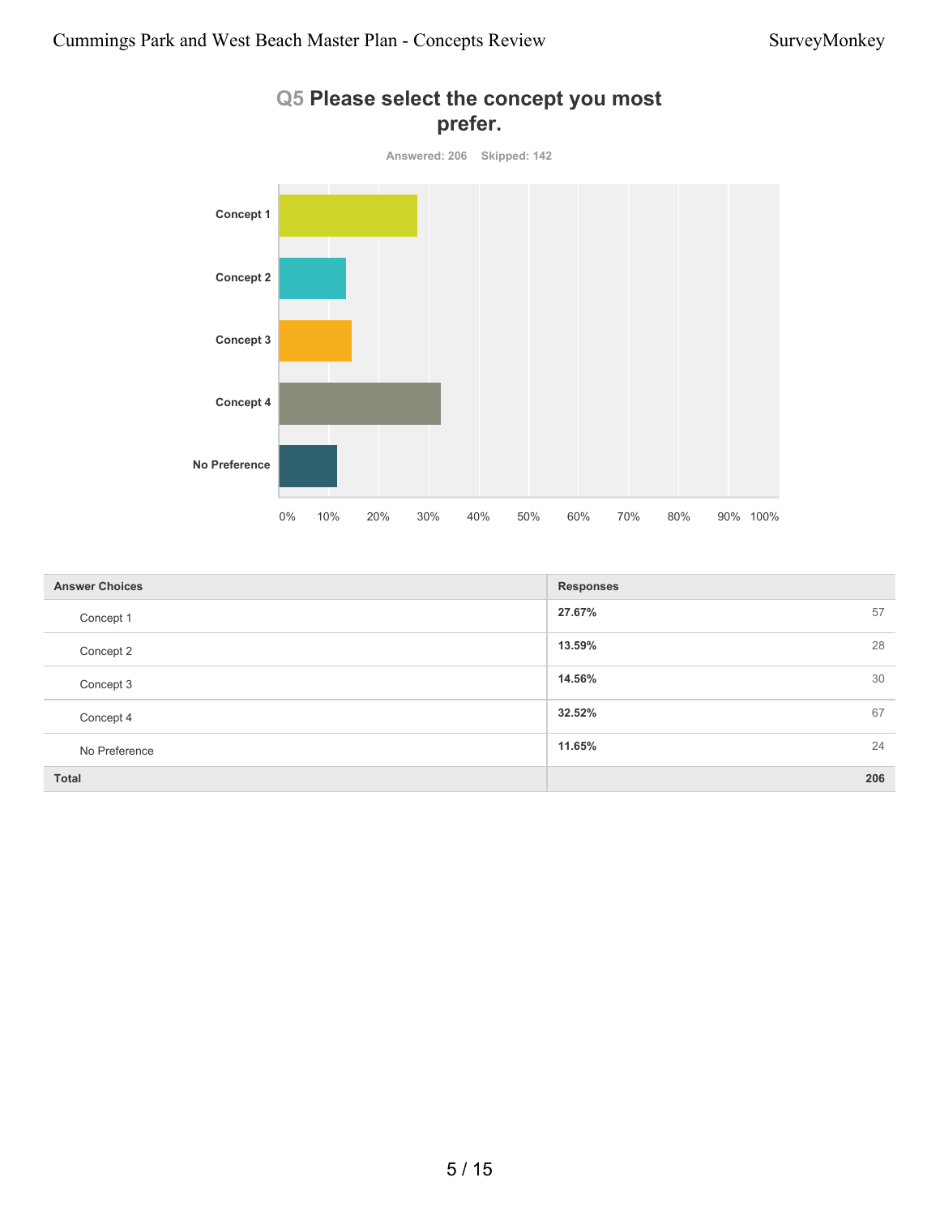## Q5 Please select the concept you most prefer.

Answered: 206 Skipped: 142

Concept 1

Concept 2

Concept 3

Concept 4

No Preference

0% 10% 20% 30% 40% 50% 60% 70% 80% 90% 100%

| Answer Choices | Responses | |
|---|---|---|
| Concept 1 | **27.67%** | 57 |
| Concept 2 | **13.59%** | 28 |
| Concept 3 | **14.56%** | 30 |
| Concept 4 | **32.52%** | 67 |
| No Preference | **11.65%** | 24 |
| **Total** | | **206** |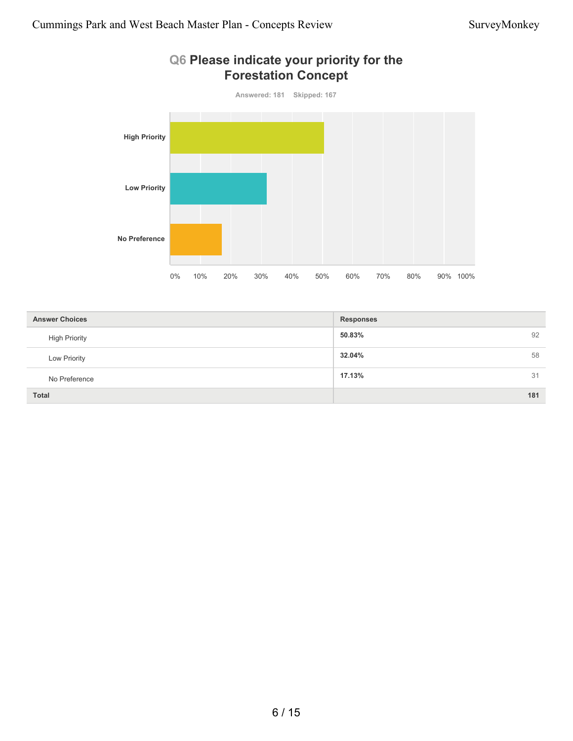## Q6 Please indicate your priority for the Forestation Concept

Answered: 181 Skipped: 167

| Answer Choices | Responses | |
|---|---|---|
| High Priority | 50.83% | 92 |
| Low Priority | 32.04% | 58 |
| No Preference | 17.13% | 31 |
| **Total** | | **181** |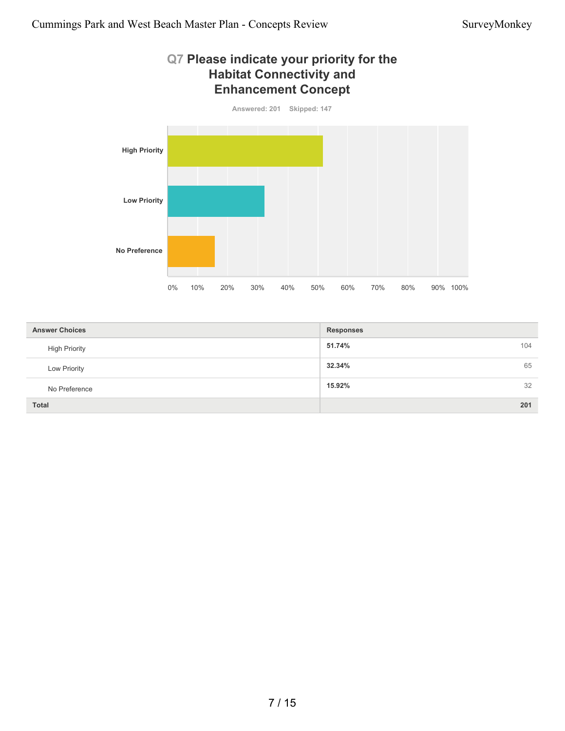## Q7 Please indicate your priority for the Habitat Connectivity and Enhancement Concept

Answered: 201 Skipped: 147

High Priority

Low Priority

No Preference

0% 10% 20% 30% 40% 50% 60% 70% 80% 90% 100%

| Answer Choices | Responses | |
|---|---|---|
| High Priority | **51.74%** | 104 |
| Low Priority | **32.34%** | 65 |
| No Preference | **15.92%** | 32 |
| **Total** | | **201** |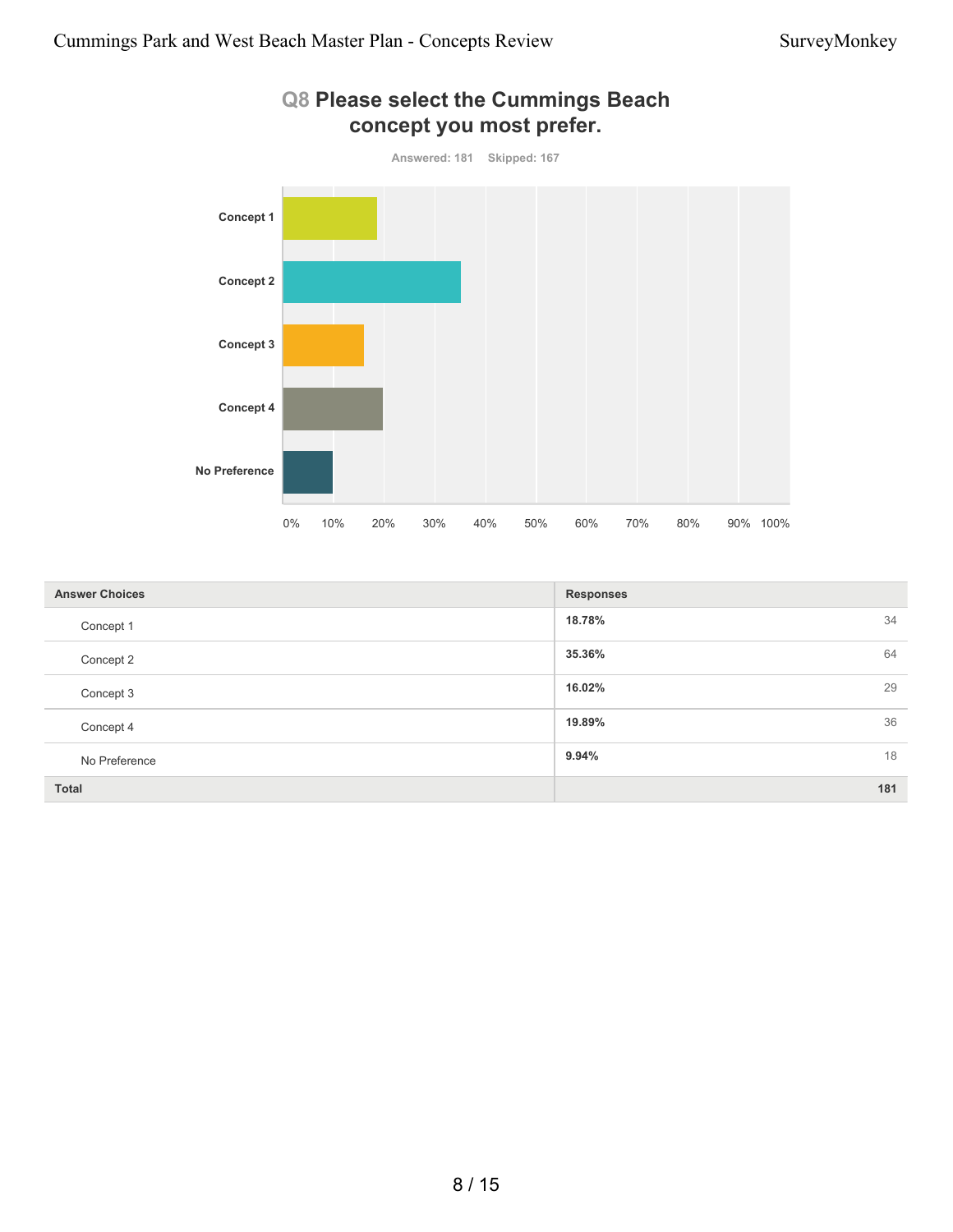## Q8 Please select the Cummings Beach concept you most prefer.

Answered: 181 Skipped: 167

Concept 1

Concept 2

Concept 3

Concept 4

No Preference

0% 10% 20% 30% 40% 50% 60% 70% 80% 90% 100%

| Answer Choices | Responses | |
|---|---|---|
| Concept 1 | 18.78% | 34 |
| Concept 2 | 35.36% | 64 |
| Concept 3 | 16.02% | 29 |
| Concept 4 | 19.89% | 36 |
| No Preference | 9.94% | 18 |
| **Total** | | **181** |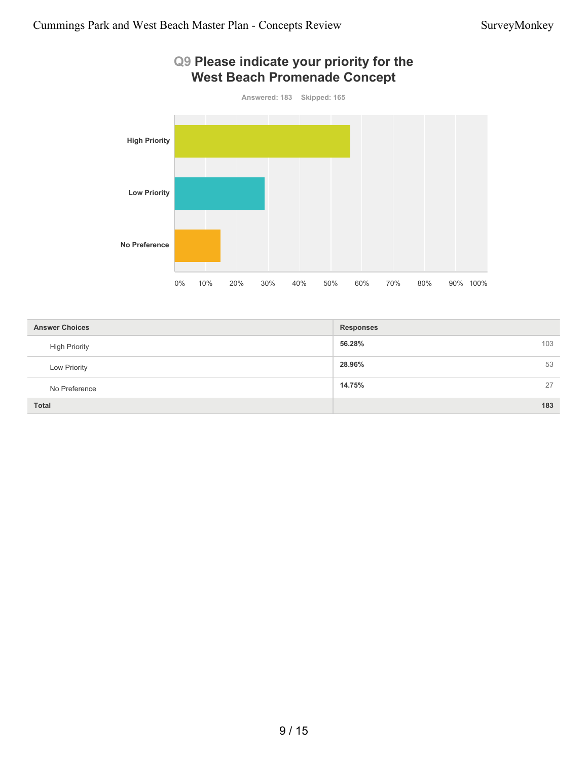## Q9 Please indicate your priority for the West Beach Promenade Concept

Answered: 183 Skipped: 165

High Priority

Low Priority

No Preference

0% 10% 20% 30% 40% 50% 60% 70% 80% 90% 100%

| Answer Choices | Responses | |
|---|---|---|
| High Priority | **56.28%** | 103 |
| Low Priority | **28.96%** | 53 |
| No Preference | **14.75%** | 27 |
| **Total** | | **183** |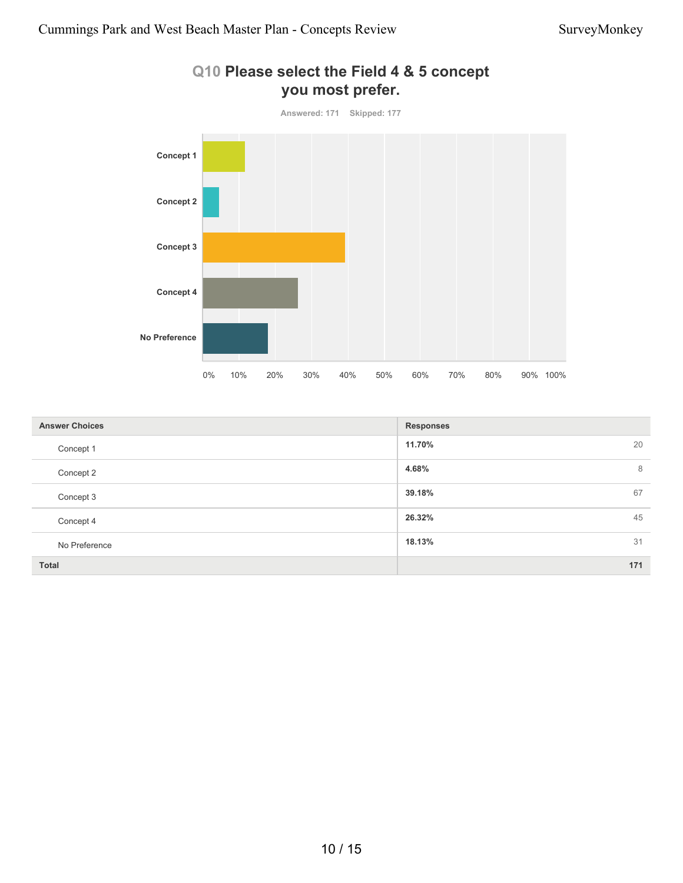## Q10 Please select the Field 4 & 5 concept you most prefer.

Answered: 171 Skipped: 177

Concept 1

Concept 2

Concept 3

Concept 4

No Preference

0% 10% 20% 30% 40% 50% 60% 70% 80% 90% 100%

| Answer Choices | Responses | |
|---|---|---|
| Concept 1 | 11.70% | 20 |
| Concept 2 | 4.68% | 8 |
| Concept 3 | 39.18% | 67 |
| Concept 4 | 26.32% | 45 |
| No Preference | 18.13% | 31 |
| **Total** | | **171** |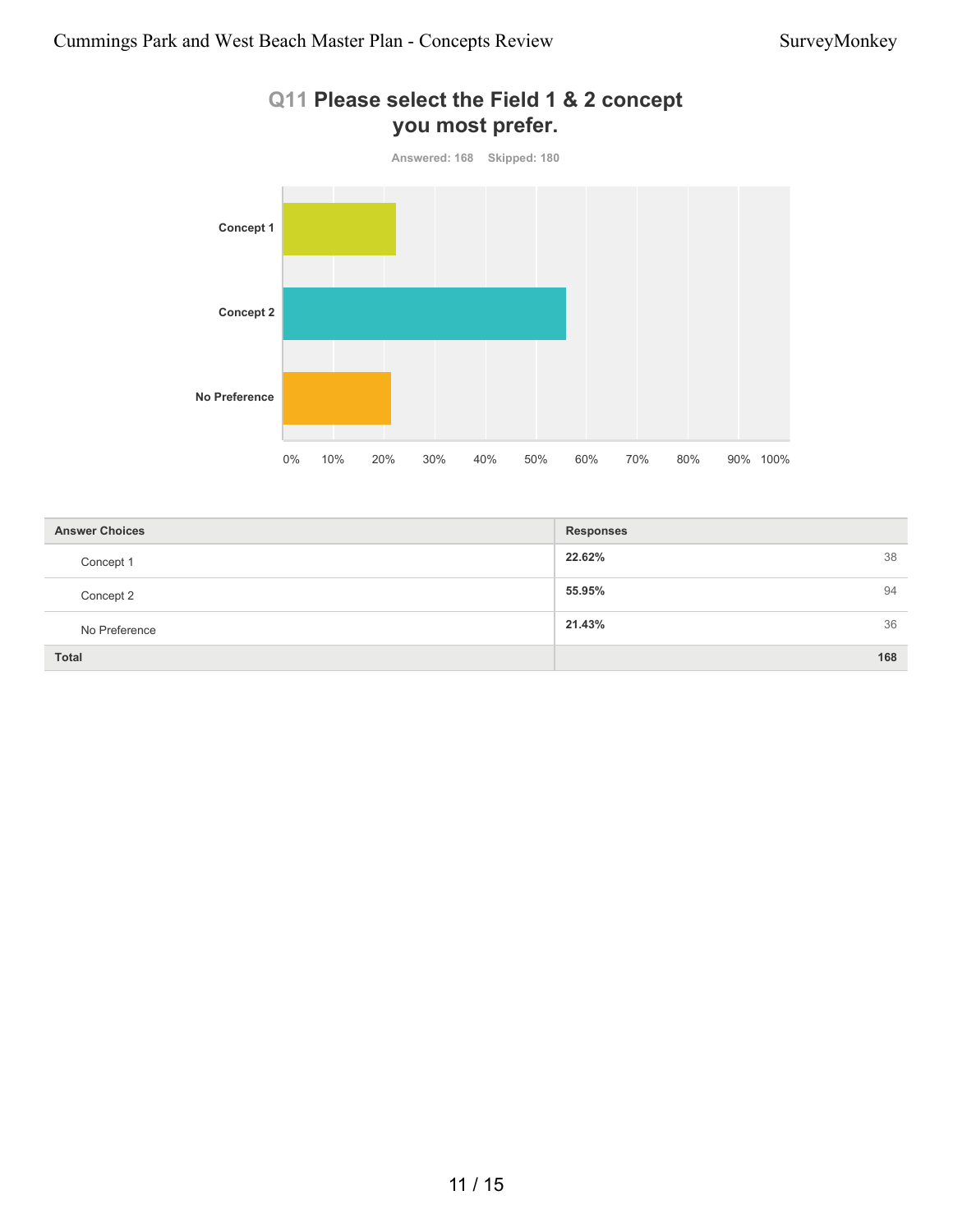## Q11 Please select the Field 1 & 2 concept you most prefer.

Answered: 168 Skipped: 180

Concept 1

Concept 2

No Preference

0% 10% 20% 30% 40% 50% 60% 70% 80% 90% 100%

| Answer Choices | Responses | |
|---|---|---|
| Concept 1 | **22.62%** | 38 |
| Concept 2 | **55.95%** | 94 |
| No Preference | **21.43%** | 36 |
| **Total** | | **168** |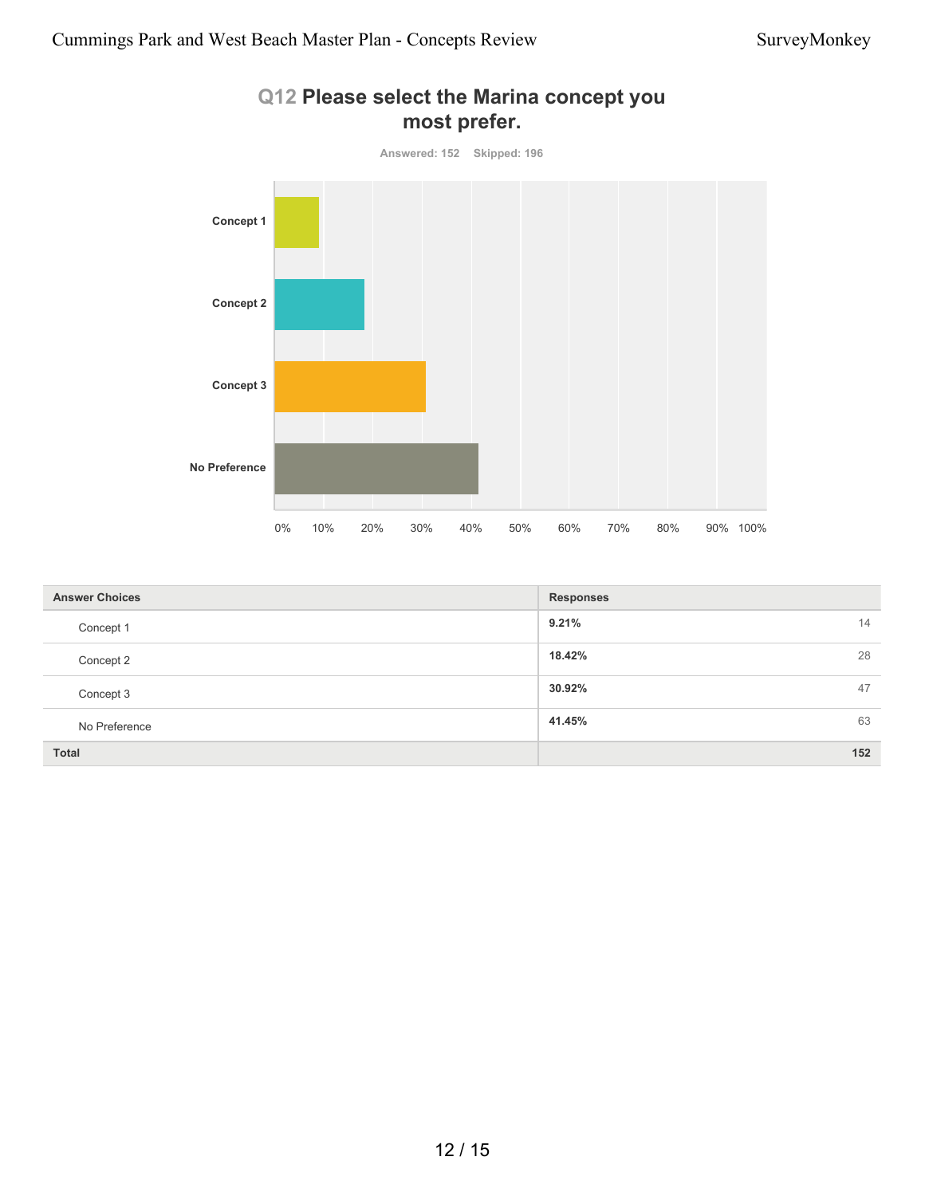## Q12 Please select the Marina concept you most prefer.

Answered: 152 Skipped: 196

Concept 1

Concept 2

Concept 3

No Preference

0% 10% 20% 30% 40% 50% 60% 70% 80% 90% 100%

| Answer Choices | Responses | |
|---|---|---|
| Concept 1 | **9.21%** | 14 |
| Concept 2 | **18.42%** | 28 |
| Concept 3 | **30.92%** | 47 |
| No Preference | **41.45%** | 63 |
| **Total** | | **152** |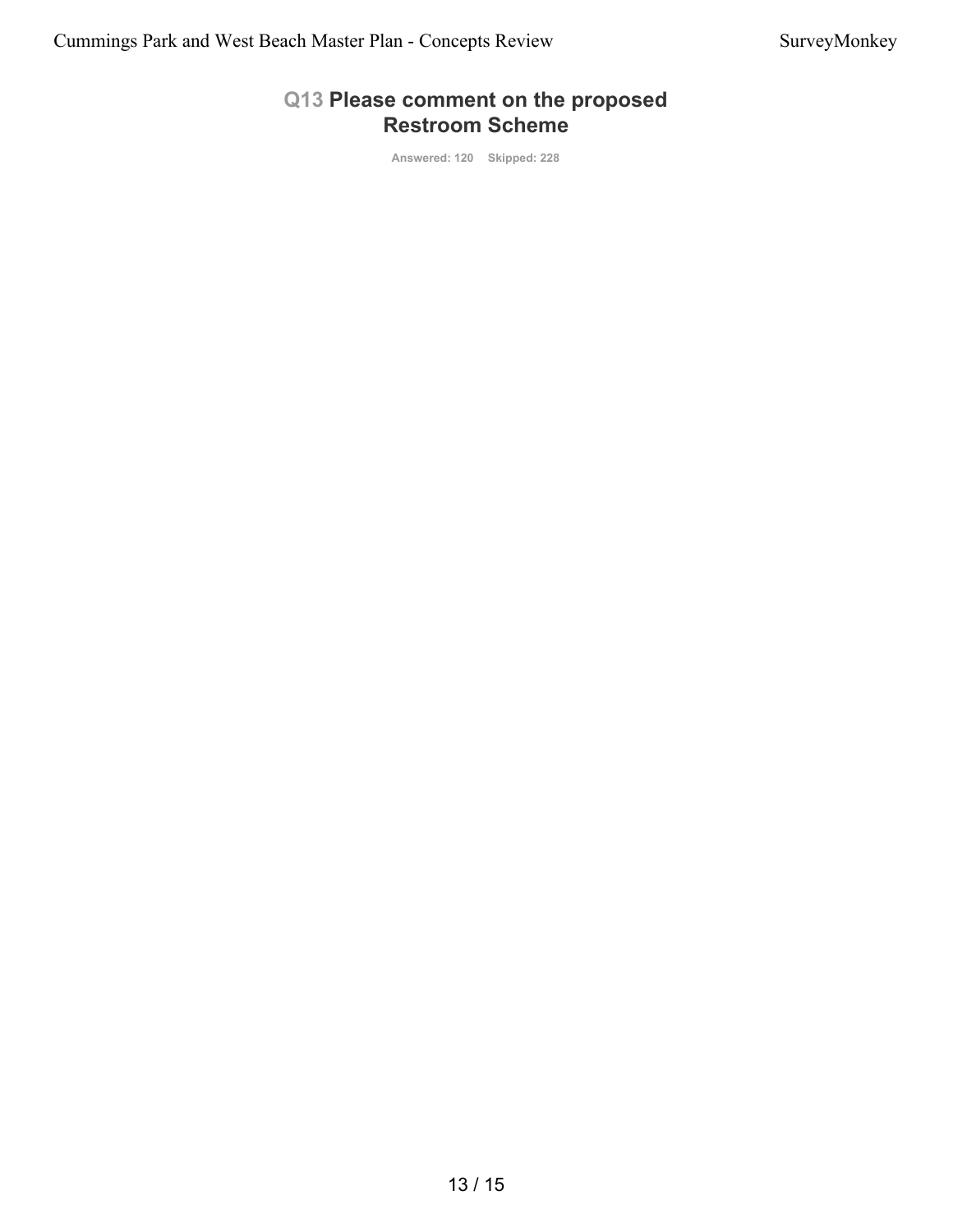## Q13 Please comment on the proposed Restroom Scheme

Answered: 120 Skipped: 228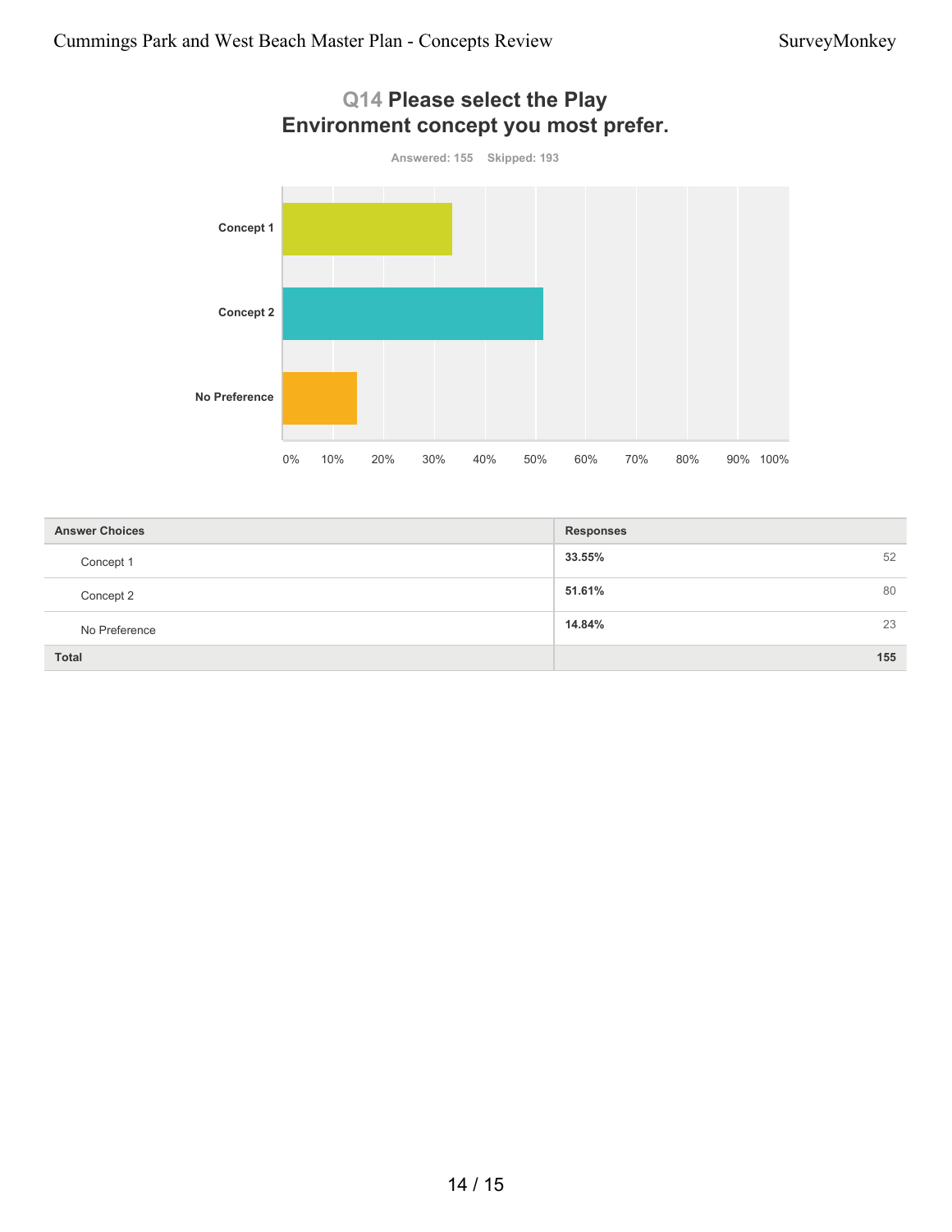## Q14 Please select the Play Environment concept you most prefer.

Answered: 155 Skipped: 193

Concept 1

Concept 2

No Preference

0% 10% 20% 30% 40% 50% 60% 70% 80% 90% 100%

| Answer Choices | Responses | |
|---|---|---|
| Concept 1 | 33.55% | 52 |
| Concept 2 | 51.61% | 80 |
| No Preference | 14.84% | 23 |
| Total | | 155 |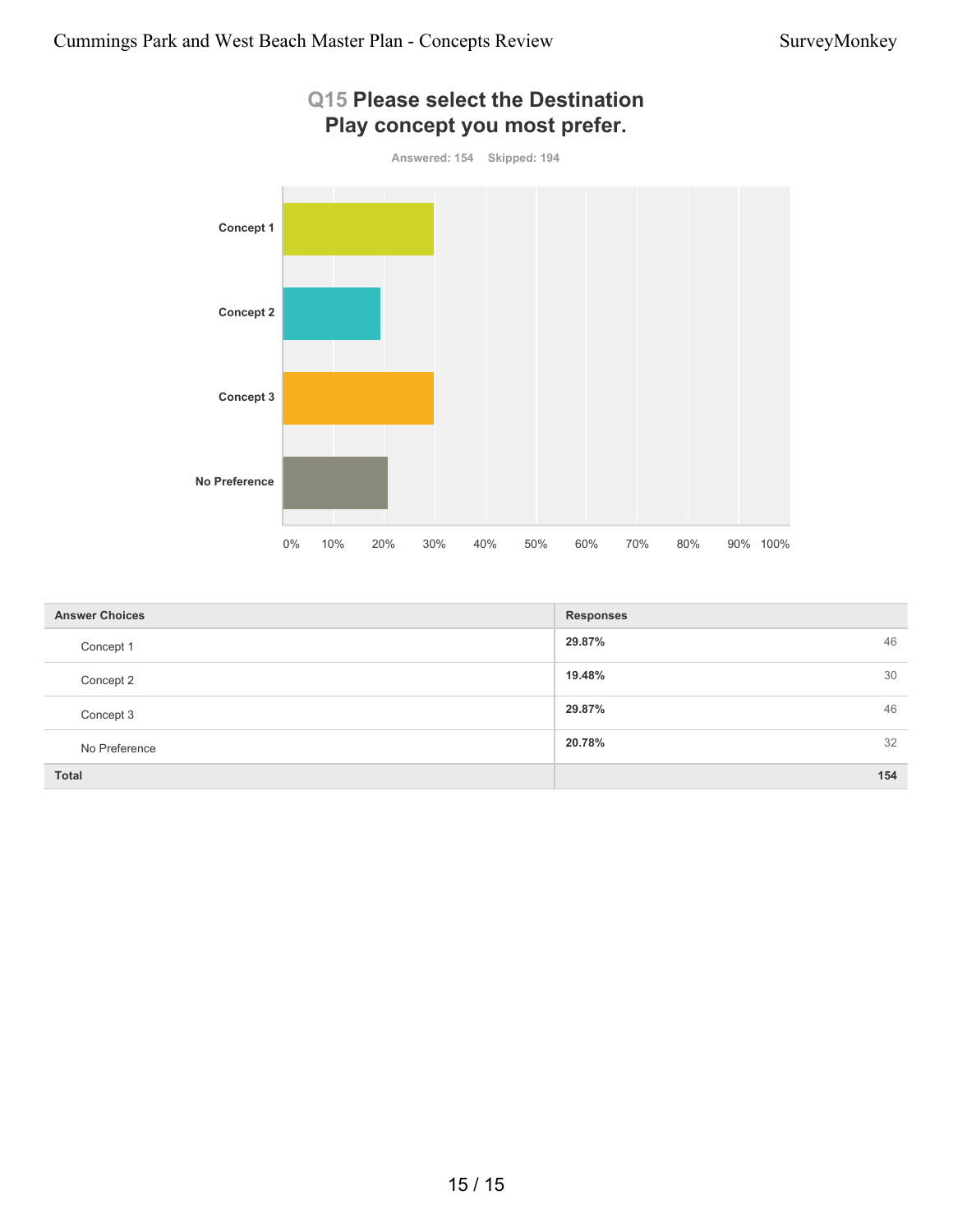## Q15 Please select the Destination Play concept you most prefer.

Answered: 154 Skipped: 194

Concept 1

Concept 2

Concept 3

No Preference

0% 10% 20% 30% 40% 50% 60% 70% 80% 90% 100%

| Answer Choices | Responses | |
|---|---|---|
| Concept 1 | **29.87%** | 46 |
| Concept 2 | **19.48%** | 30 |
| Concept 3 | **29.87%** | 46 |
| No Preference | **20.78%** | 32 |
| **Total** | | **154** |